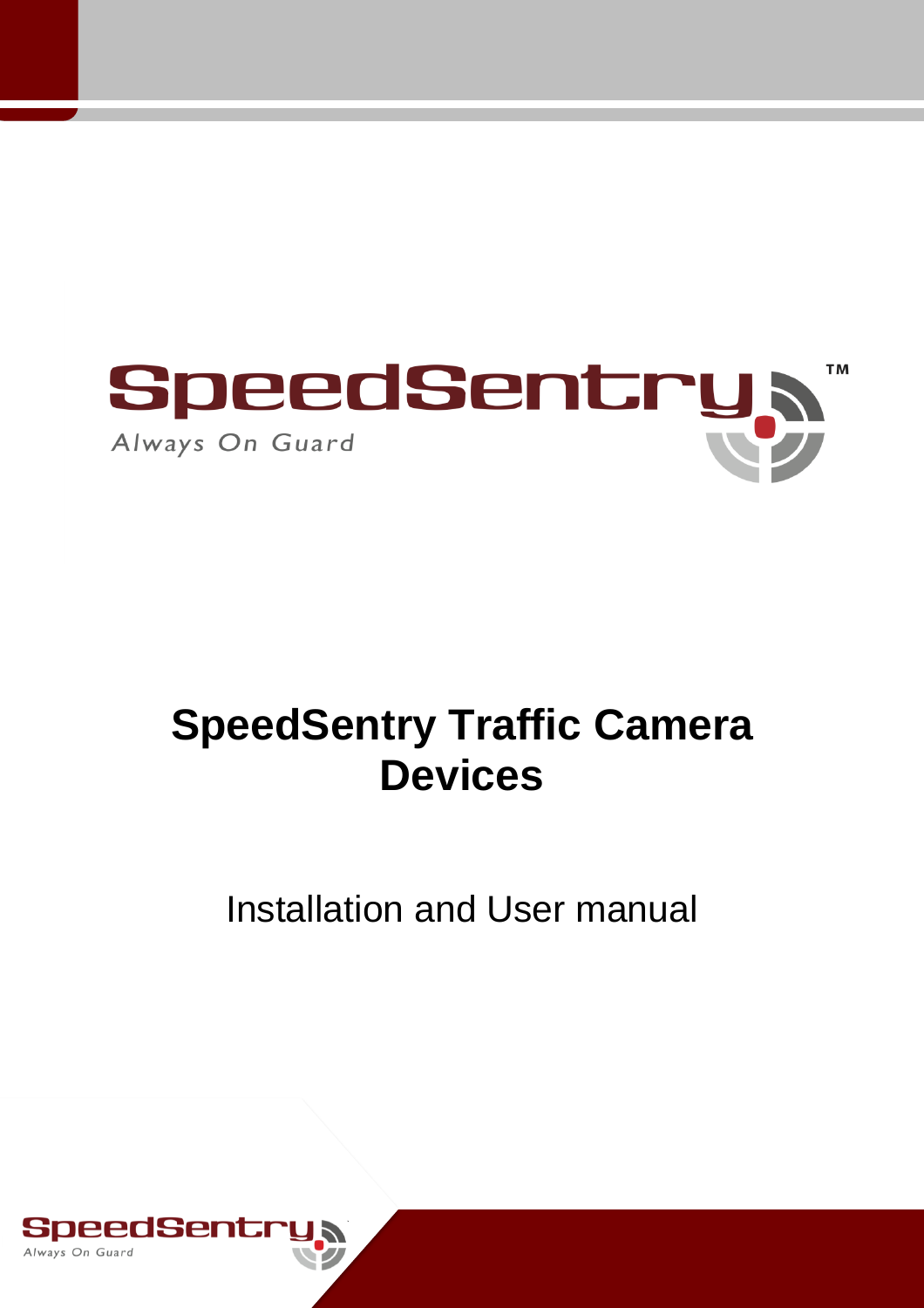SpeedSentry™

*Always On Guard*

# SpeedSentry Traffic Camera Devices

Installation and User manual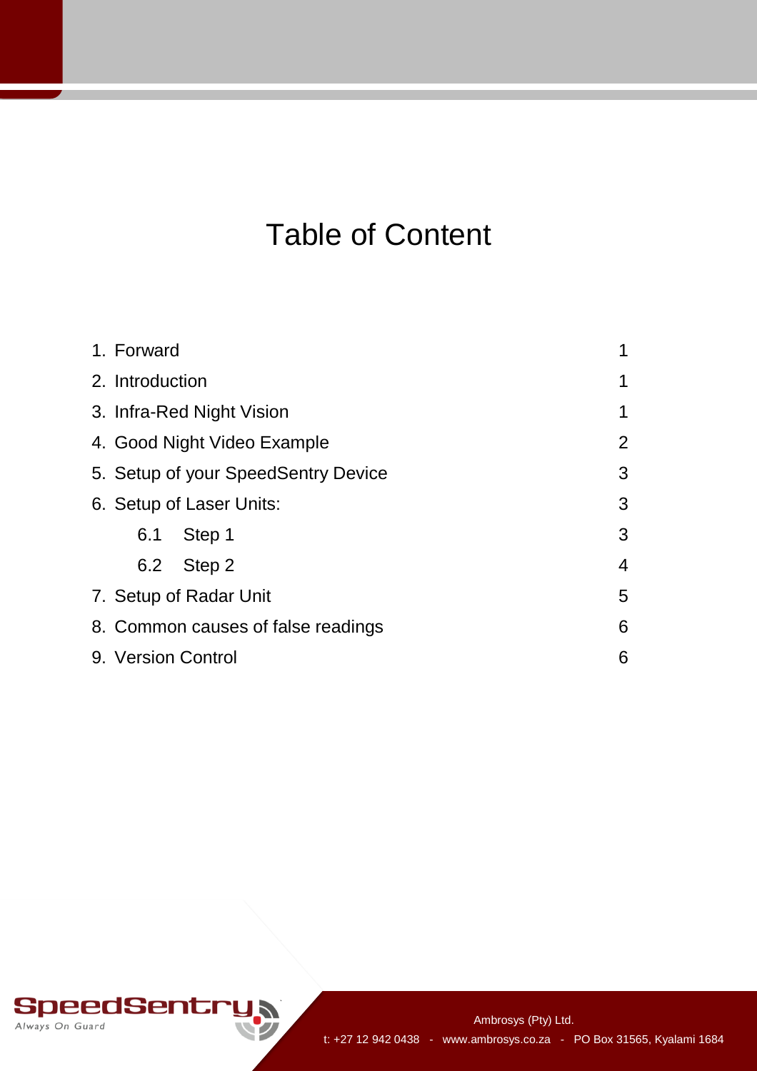# Table of Content

| | |
|---|---|
| 1. Forward | 1 |
| 2. Introduction | 1 |
| 3. Infra-Red Night Vision | 1 |
| 4. Good Night Video Example | 2 |
| 5. Setup of your SpeedSentry Device | 3 |
| 6. Setup of Laser Units: | 3 |
| 6.1 Step 1 | 3 |
| 6.2 Step 2 | 4 |
| 7. Setup of Radar Unit | 5 |
| 8. Common causes of false readings | 6 |
| 9. Version Control | 6 |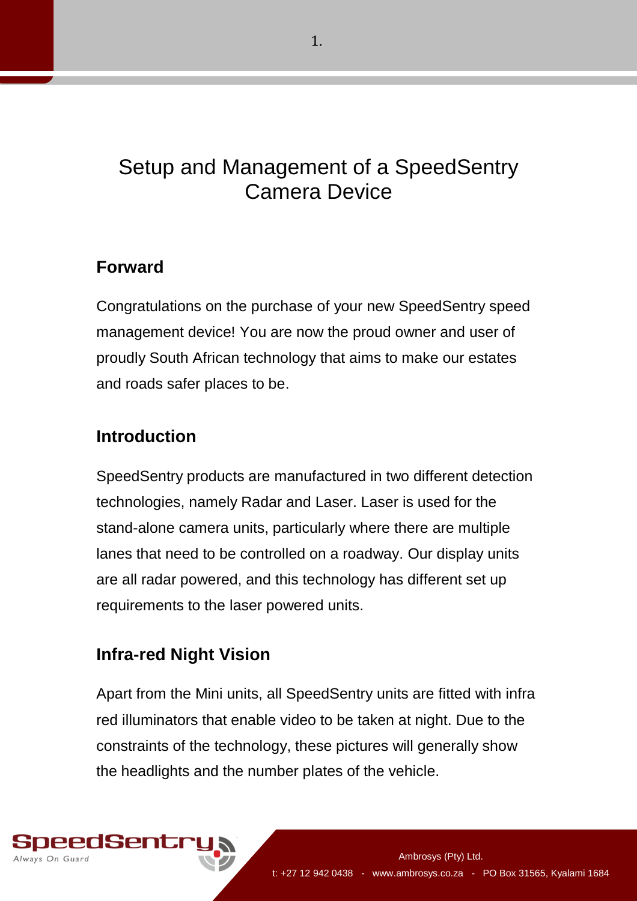# Setup and Management of a SpeedSentry Camera Device

## Forward

Congratulations on the purchase of your new SpeedSentry speed management device! You are now the proud owner and user of proudly South African technology that aims to make our estates and roads safer places to be.

## Introduction

SpeedSentry products are manufactured in two different detection technologies, namely Radar and Laser. Laser is used for the stand-alone camera units, particularly where there are multiple lanes that need to be controlled on a roadway. Our display units are all radar powered, and this technology has different set up requirements to the laser powered units.

## Infra-red Night Vision

Apart from the Mini units, all SpeedSentry units are fitted with infra red illuminators that enable video to be taken at night. Due to the constraints of the technology, these pictures will generally show the headlights and the number plates of the vehicle.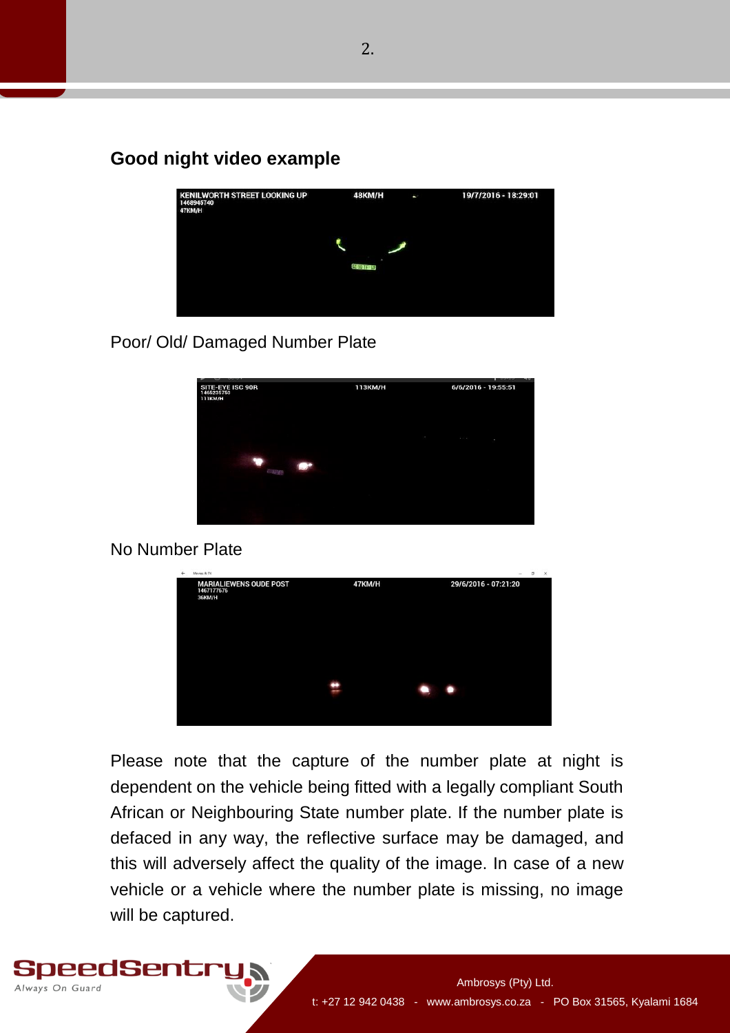## Good night video example

Poor/ Old/ Damaged Number Plate

No Number Plate

Please note that the capture of the number plate at night is dependent on the vehicle being fitted with a legally compliant South African or Neighbouring State number plate. If the number plate is defaced in any way, the reflective surface may be damaged, and this will adversely affect the quality of the image. In case of a new vehicle or a vehicle where the number plate is missing, no image will be captured.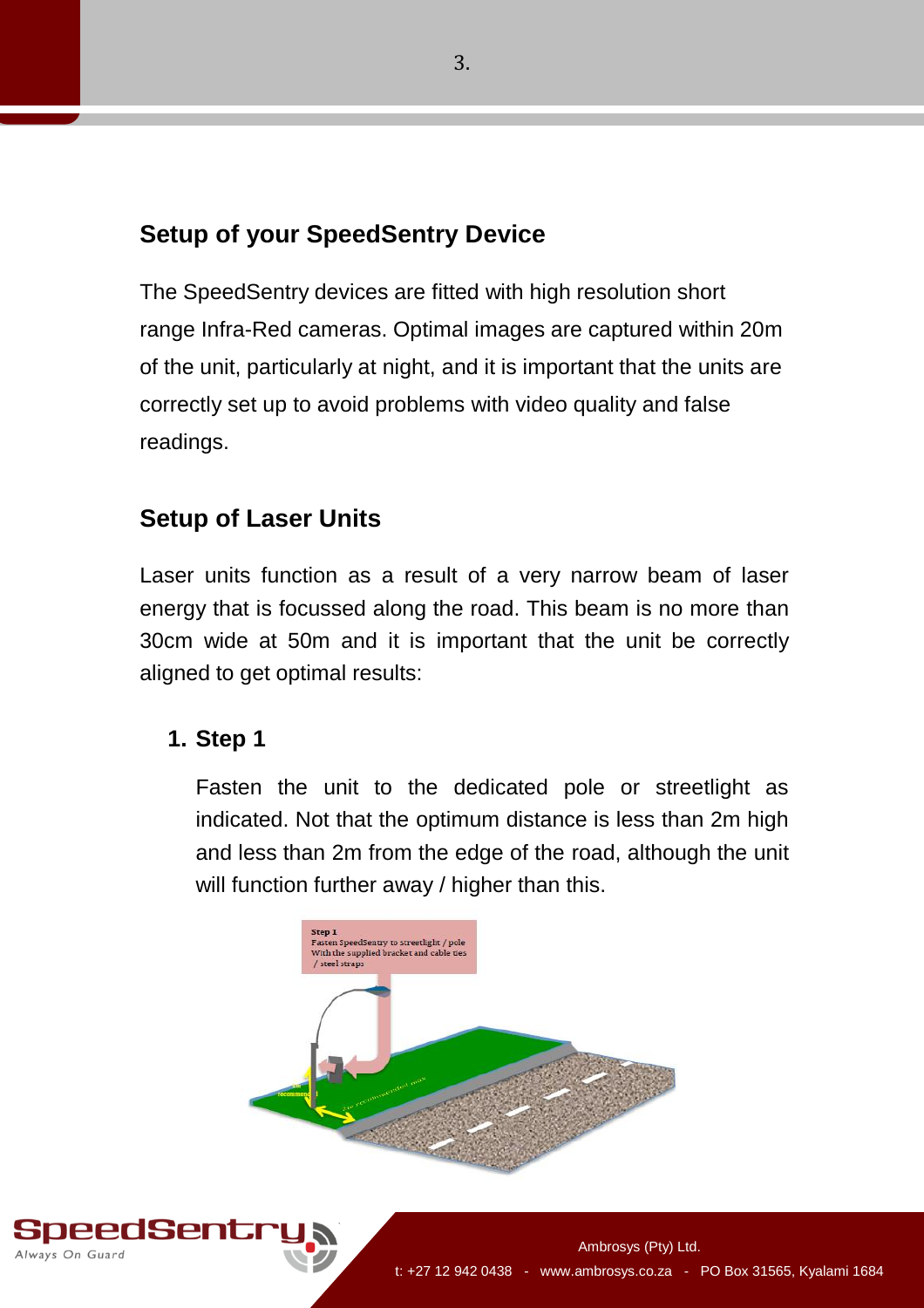## Setup of your SpeedSentry Device

The SpeedSentry devices are fitted with high resolution short range Infra-Red cameras. Optimal images are captured within 20m of the unit, particularly at night, and it is important that the units are correctly set up to avoid problems with video quality and false readings.

## Setup of Laser Units

Laser units function as a result of a very narrow beam of laser energy that is focussed along the road. This beam is no more than 30cm wide at 50m and it is important that the unit be correctly aligned to get optimal results:

1. **Step 1**

   Fasten the unit to the dedicated pole or streetlight as indicated. Not that the optimum distance is less than 2m high and less than 2m from the edge of the road, although the unit will function further away / higher than this.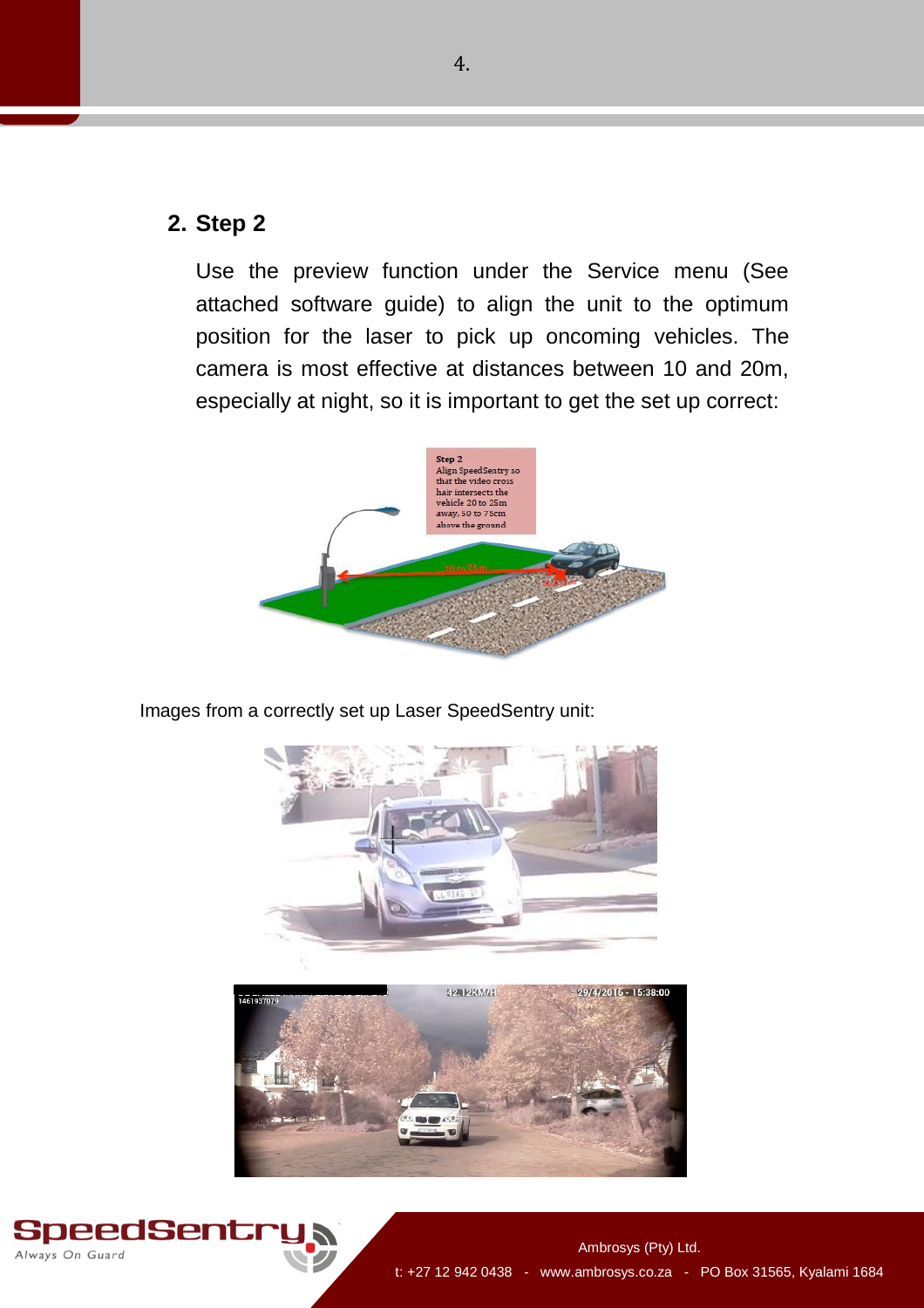## 2. Step 2

Use the preview function under the Service menu (See attached software guide) to align the unit to the optimum position for the laser to pick up oncoming vehicles. The camera is most effective at distances between 10 and 20m, especially at night, so it is important to get the set up correct:

Images from a correctly set up Laser SpeedSentry unit: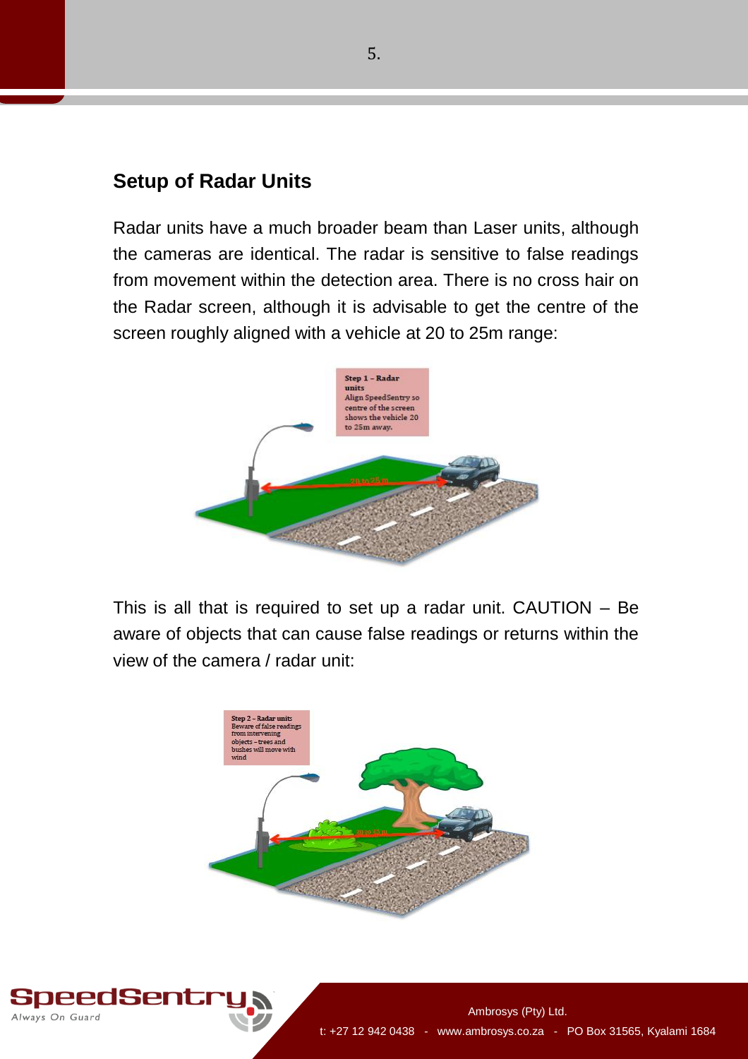## Setup of Radar Units

Radar units have a much broader beam than Laser units, although the cameras are identical. The radar is sensitive to false readings from movement within the detection area. There is no cross hair on the Radar screen, although it is advisable to get the centre of the screen roughly aligned with a vehicle at 20 to 25m range:

**Step 1 – Radar units**
Align SpeedSentry so centre of the screen shows the vehicle 20 to 25m away.

This is all that is required to set up a radar unit. CAUTION – Be aware of objects that can cause false readings or returns within the view of the camera / radar unit:

**Step 2 – Radar units**
Beware of false readings from intervening objects – trees and bushes will move with wind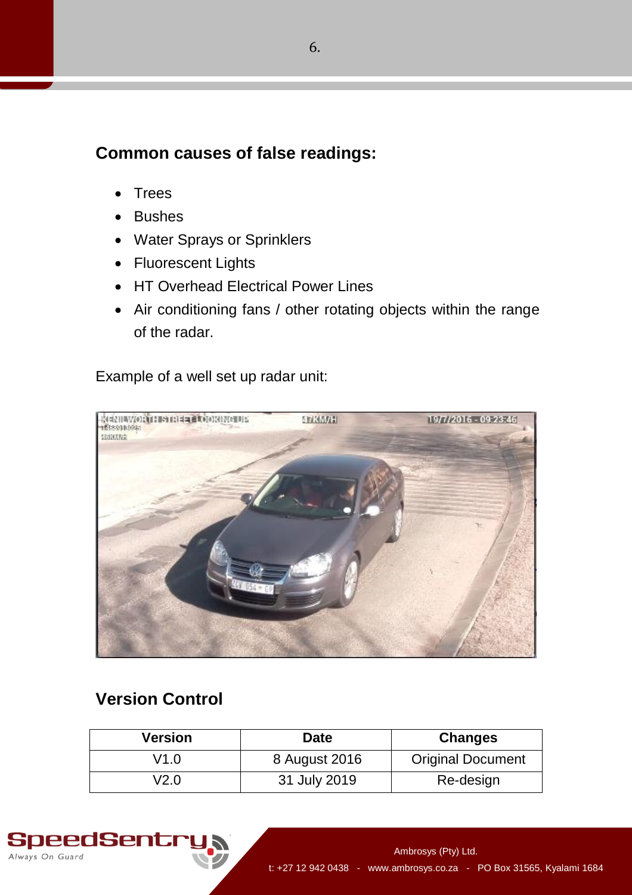## Common causes of false readings:

- Trees
- Bushes
- Water Sprays or Sprinklers
- Fluorescent Lights
- HT Overhead Electrical Power Lines
- Air conditioning fans / other rotating objects within the range of the radar.

Example of a well set up radar unit:

## Version Control

| Version | Date | Changes |
|---|---|---|
| V1.0 | 8 August 2016 | Original Document |
| V2.0 | 31 July 2019 | Re-design |